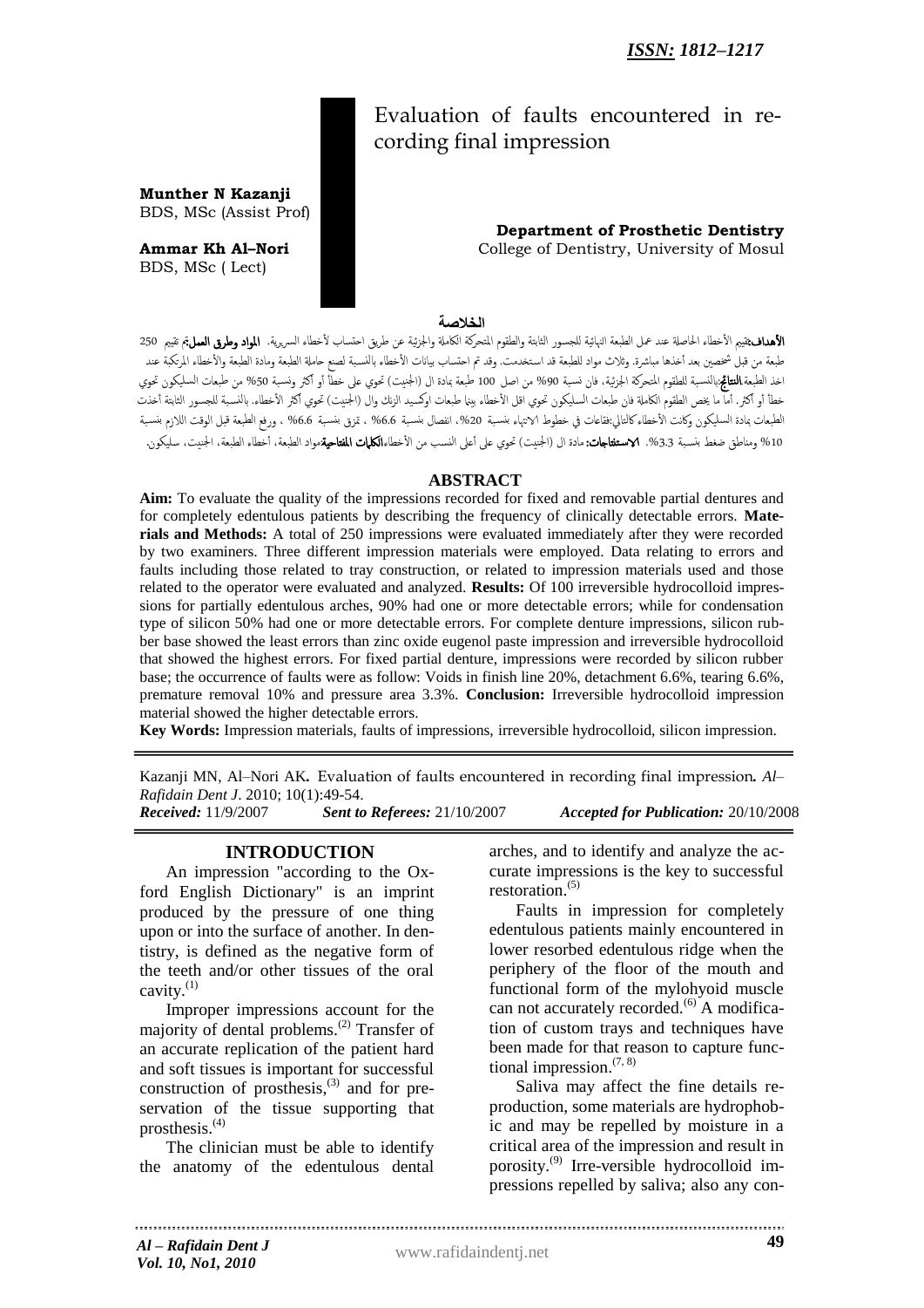*ISSN: 1812–1217*

# Evaluation of faults encountered in recording final impression

**Munther N Kazanji**
BDS, MSc (Assist Prof)

**Ammar Kh Al–Nori**
BDS, MSc ( Lect)

**Department of Prosthetic Dentistry**
College of Dentistry, University of Mosul

## الخلاصة

**الأهداف:** تقييم الأخطاء الحاصلة عند عمل الطبعة النهائية للجسور الثابتة والطقوم المتحركة الكاملة والجزئية عن طريق احتساب لأخطاء السريرية. **المواد وطرق العمل:** تم تقييم 250 طبعة من قبل شخصين بعد أخذها مباشرة. وثلاث مواد للطبعة قد استخدمت. وقد تم احتساب بيانات الأخطاء بالنسبة لصنع حاملة الطبعة ومادة الطبعة والأخطاء المرتكبة عند اخذ الطبعة. **النتائج:** بالنسبة للطقوم المتحركة الجزئية، فان نسبة 90% من اصل 100 طبعة بمادة ال (الجنيت) تحوي على خطأ أو أكثر ونسبة 50% من طبعات السليكون تحوي خطأ أو أكثر. أما ما يخص الطقوم الكاملة فان طبعات السليكون تحوي اقل الأخطاء بينما طبعات اوكسيد الزنك وال (الجنيت) تحوي أكثر الأخطاء. بالنسبة للجسور الثابتة أخذت الطبعات بمادة السليكون وكانت الأخطاء كالتالي: فقاعات في خطوط الانتهاء بنسبة 20%، انفصال بنسبة 6.6% ، تمزق بنسبة 6.6% ، ورفع الطبعة قبل الوقت اللازم بنسبة 10% ومناطق ضغط بنسبة 3.3%. **الاستنتاجات:** مادة ال (الجنيت) تحوي على أعلى النسب من الأخطاء. **الكلمات المفتاحية:** مواد الطبعة، أخطاء الطبعة، الجنيت، سليكون.

## ABSTRACT

**Aim:** To evaluate the quality of the impressions recorded for fixed and removable partial dentures and for completely edentulous patients by describing the frequency of clinically detectable errors. **Materials and Methods:** A total of 250 impressions were evaluated immediately after they were recorded by two examiners. Three different impression materials were employed. Data relating to errors and faults including those related to tray construction, or related to impression materials used and those related to the operator were evaluated and analyzed. **Results:** Of 100 irreversible hydrocolloid impressions for partially edentulous arches, 90% had one or more detectable errors; while for condensation type of silicon 50% had one or more detectable errors. For complete denture impressions, silicon rubber base showed the least errors than zinc oxide eugenol paste impression and irreversible hydrocolloid that showed the highest errors. For fixed partial denture, impressions were recorded by silicon rubber base; the occurrence of faults were as follow: Voids in finish line 20%, detachment 6.6%, tearing 6.6%, premature removal 10% and pressure area 3.3%. **Conclusion:** Irreversible hydrocolloid impression material showed the higher detectable errors.

**Key Words:** Impression materials, faults of impressions, irreversible hydrocolloid, silicon impression.

Kazanji MN, Al–Nori AK**.** Evaluation of faults encountered in recording final impression**.** *Al–Rafidain Dent J*. 2010; 10(1):49-54.
***Received:*** 11/9/2007 ***Sent to Referees:*** 21/10/2007 ***Accepted for Publication:*** 20/10/2008

## INTRODUCTION

An impression "according to the Oxford English Dictionary" is an imprint produced by the pressure of one thing upon or into the surface of another. In dentistry, is defined as the negative form of the teeth and/or other tissues of the oral cavity.[1]

Improper impressions account for the majority of dental problems.[2] Transfer of an accurate replication of the patient hard and soft tissues is important for successful construction of prosthesis,[3] and for preservation of the tissue supporting that prosthesis.[4]

The clinician must be able to identify the anatomy of the edentulous dental arches, and to identify and analyze the accurate impressions is the key to successful restoration.[5]

Faults in impression for completely edentulous patients mainly encountered in lower resorbed edentulous ridge when the periphery of the floor of the mouth and functional form of the mylohyoid muscle can not accurately recorded.[6] A modification of custom trays and techniques have been made for that reason to capture functional impression.[7, 8]

Saliva may affect the fine details reproduction, some materials are hydrophobic and may be repelled by moisture in a critical area of the impression and result in porosity.[9] Irre-versible hydrocolloid impressions repelled by saliva; also any con-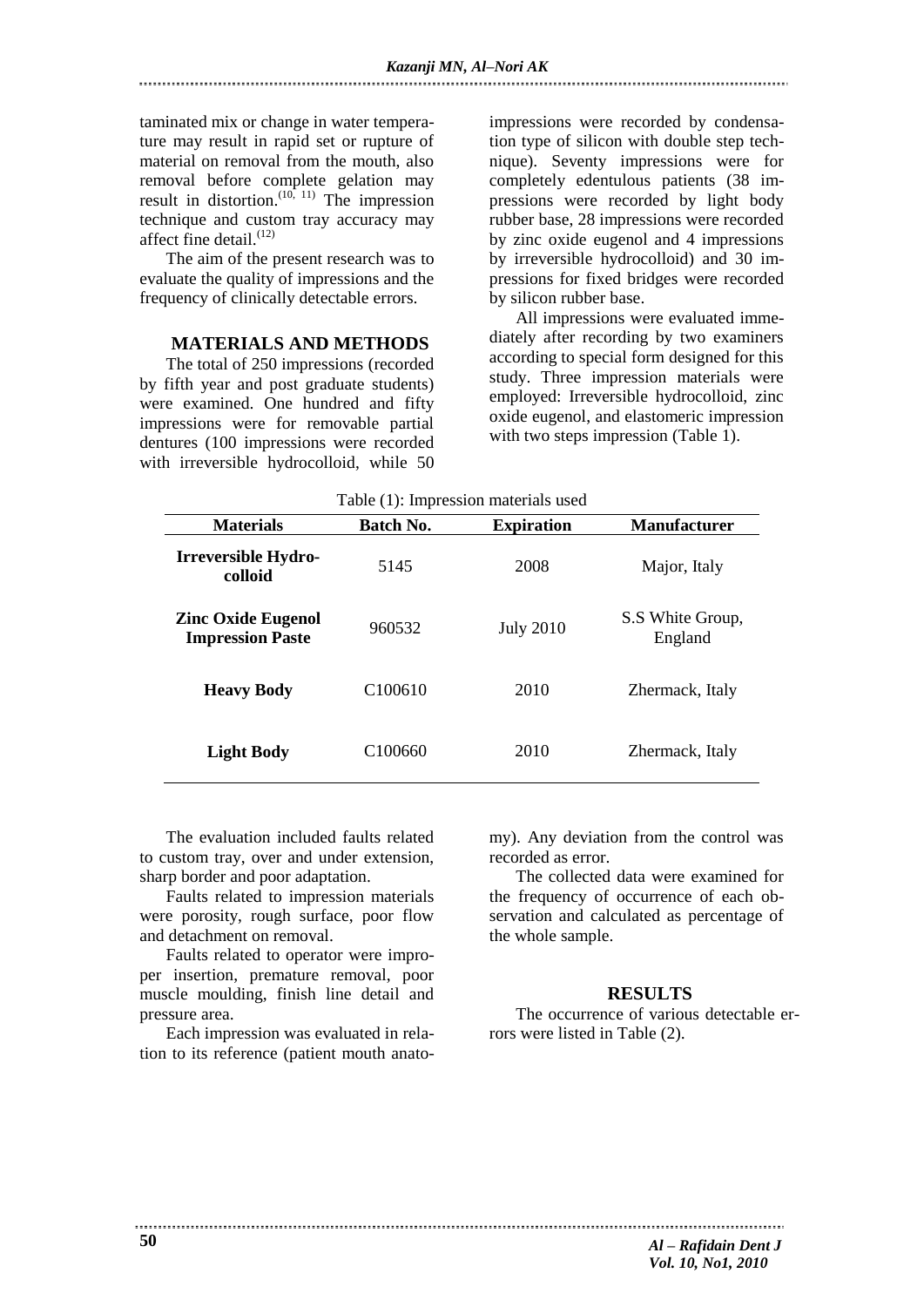taminated mix or change in water temperature may result in rapid set or rupture of material on removal from the mouth, also removal before complete gelation may result in distortion.[10, 11] The impression technique and custom tray accuracy may affect fine detail.[12]

The aim of the present research was to evaluate the quality of impressions and the frequency of clinically detectable errors.

## MATERIALS AND METHODS

The total of 250 impressions (recorded by fifth year and post graduate students) were examined. One hundred and fifty impressions were for removable partial dentures (100 impressions were recorded with irreversible hydrocolloid, while 50 impressions were recorded by condensation type of silicon with double step technique). Seventy impressions were for completely edentulous patients (38 impressions were recorded by light body rubber base, 28 impressions were recorded by zinc oxide eugenol and 4 impressions by irreversible hydrocolloid) and 30 impressions for fixed bridges were recorded by silicon rubber base.

All impressions were evaluated immediately after recording by two examiners according to special form designed for this study. Three impression materials were employed: Irreversible hydrocolloid, zinc oxide eugenol, and elastomeric impression with two steps impression (Table 1).

Table (1): Impression materials used

| Materials | Batch No. | Expiration | Manufacturer |
|---|---|---|---|
| **Irreversible Hydrocolloid** | 5145 | 2008 | Major, Italy |
| **Zinc Oxide Eugenol Impression Paste** | 960532 | July 2010 | S.S White Group, England |
| **Heavy Body** | C100610 | 2010 | Zhermack, Italy |
| **Light Body** | C100660 | 2010 | Zhermack, Italy |

The evaluation included faults related to custom tray, over and under extension, sharp border and poor adaptation.

Faults related to impression materials were porosity, rough surface, poor flow and detachment on removal.

Faults related to operator were improper insertion, premature removal, poor muscle moulding, finish line detail and pressure area.

Each impression was evaluated in relation to its reference (patient mouth anatomy). Any deviation from the control was recorded as error.

The collected data were examined for the frequency of occurrence of each observation and calculated as percentage of the whole sample.

## RESULTS

The occurrence of various detectable errors were listed in Table (2).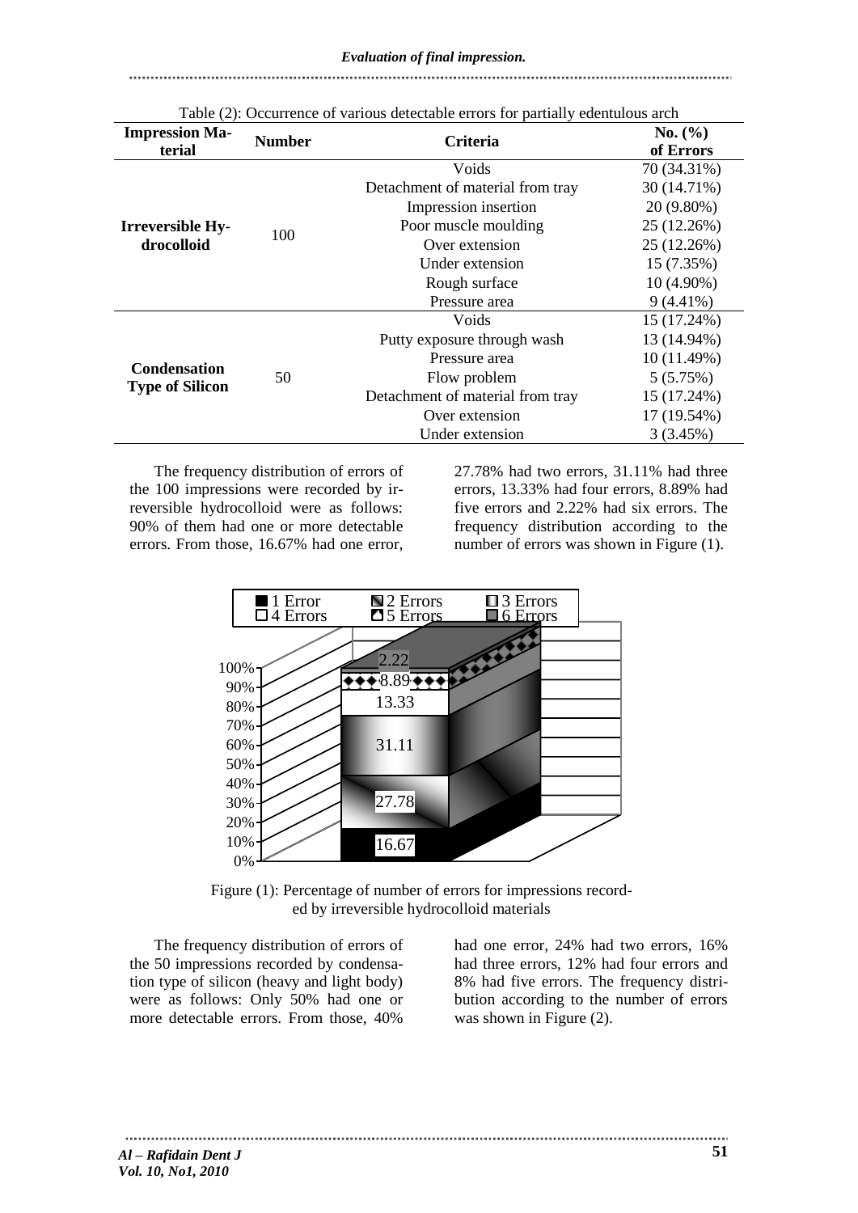Table (2): Occurrence of various detectable errors for partially edentulous arch

| Impression Material | Number | Criteria | No. (%) of Errors |
|---|---|---|---|
| **Irreversible Hydrocolloid** | 100 | Voids | 70 (34.31%) |
| | | Detachment of material from tray | 30 (14.71%) |
| | | Impression insertion | 20 (9.80%) |
| | | Poor muscle moulding | 25 (12.26%) |
| | | Over extension | 25 (12.26%) |
| | | Under extension | 15 (7.35%) |
| | | Rough surface | 10 (4.90%) |
| | | Pressure area | 9 (4.41%) |
| **Condensation Type of Silicon** | 50 | Voids | 15 (17.24%) |
| | | Putty exposure through wash | 13 (14.94%) |
| | | Pressure area | 10 (11.49%) |
| | | Flow problem | 5 (5.75%) |
| | | Detachment of material from tray | 15 (17.24%) |
| | | Over extension | 17 (19.54%) |
| | | Under extension | 3 (3.45%) |

The frequency distribution of errors of the 100 impressions were recorded by irreversible hydrocolloid were as follows: 90% of them had one or more detectable errors. From those, 16.67% had one error, 27.78% had two errors, 31.11% had three errors, 13.33% had four errors, 8.89% had five errors and 2.22% had six errors. The frequency distribution according to the number of errors was shown in Figure (1).

Figure (1): Percentage of number of errors for impressions recorded by irreversible hydrocolloid materials

The frequency distribution of errors of the 50 impressions recorded by condensation type of silicon (heavy and light body) were as follows: Only 50% had one or more detectable errors. From those, 40% had one error, 24% had two errors, 16% had three errors, 12% had four errors and 8% had five errors. The frequency distribution according to the number of errors was shown in Figure (2).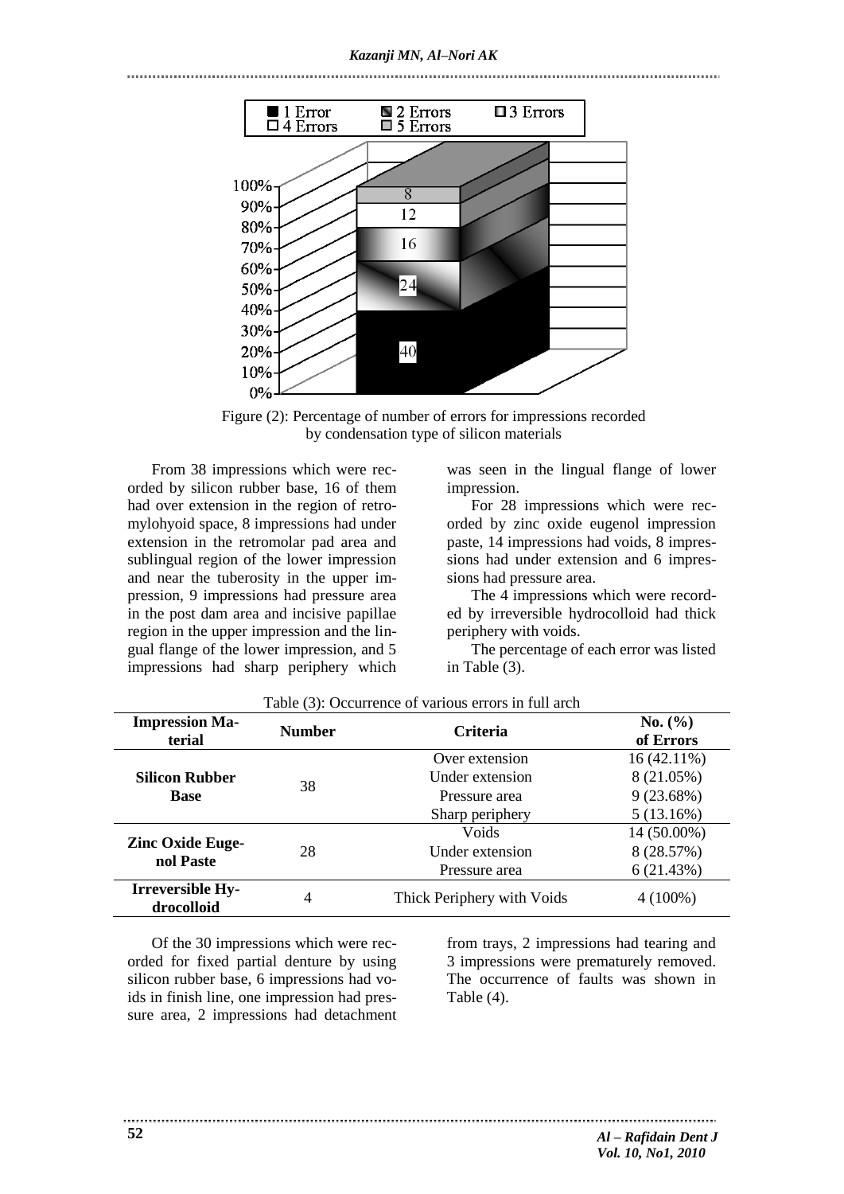Figure (2): Percentage of number of errors for impressions recorded by condensation type of silicon materials

From 38 impressions which were recorded by silicon rubber base, 16 of them had over extension in the region of retromylohyoid space, 8 impressions had under extension in the retromolar pad area and sublingual region of the lower impression and near the tuberosity in the upper impression, 9 impressions had pressure area in the post dam area and incisive papillae region in the upper impression and the lingual flange of the lower impression, and 5 impressions had sharp periphery which was seen in the lingual flange of lower impression.

For 28 impressions which were recorded by zinc oxide eugenol impression paste, 14 impressions had voids, 8 impressions had under extension and 6 impressions had pressure area.

The 4 impressions which were recorded by irreversible hydrocolloid had thick periphery with voids.

The percentage of each error was listed in Table (3).

Table (3): Occurrence of various errors in full arch

| Impression Material | Number | Criteria | No. (%) of Errors |
|---|---|---|---|
| **Silicon Rubber Base** | 38 | Over extension | 16 (42.11%) |
| | | Under extension | 8 (21.05%) |
| | | Pressure area | 9 (23.68%) |
| | | Sharp periphery | 5 (13.16%) |
| **Zinc Oxide Eugenol Paste** | 28 | Voids | 14 (50.00%) |
| | | Under extension | 8 (28.57%) |
| | | Pressure area | 6 (21.43%) |
| **Irreversible Hydrocolloid** | 4 | Thick Periphery with Voids | 4 (100%) |

Of the 30 impressions which were recorded for fixed partial denture by using silicon rubber base, 6 impressions had voids in finish line, one impression had pressure area, 2 impressions had detachment from trays, 2 impressions had tearing and 3 impressions were prematurely removed. The occurrence of faults was shown in Table (4).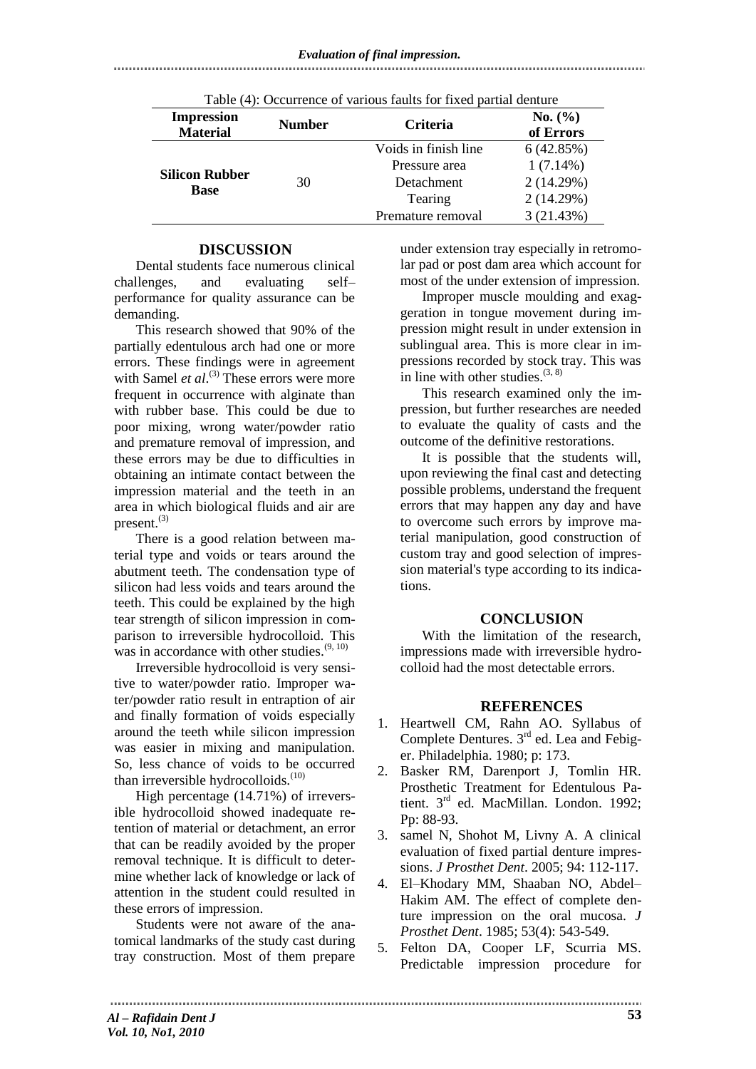Table (4): Occurrence of various faults for fixed partial denture

| Impression Material | Number | Criteria | No. (%) of Errors |
|---|---|---|---|
| Silicon Rubber Base | 30 | Voids in finish line | 6 (42.85%) |
| | | Pressure area | 1 (7.14%) |
| | | Detachment | 2 (14.29%) |
| | | Tearing | 2 (14.29%) |
| | | Premature removal | 3 (21.43%) |

## DISCUSSION

Dental students face numerous clinical challenges, and evaluating self–performance for quality assurance can be demanding.

This research showed that 90% of the partially edentulous arch had one or more errors. These findings were in agreement with Samel *et al*.[3] These errors were more frequent in occurrence with alginate than with rubber base. This could be due to poor mixing, wrong water/powder ratio and premature removal of impression, and these errors may be due to difficulties in obtaining an intimate contact between the impression material and the teeth in an area in which biological fluids and air are present.[3]

There is a good relation between material type and voids or tears around the abutment teeth. The condensation type of silicon had less voids and tears around the teeth. This could be explained by the high tear strength of silicon impression in comparison to irreversible hydrocolloid. This was in accordance with other studies.[9, 10]

Irreversible hydrocolloid is very sensitive to water/powder ratio. Improper water/powder ratio result in entraption of air and finally formation of voids especially around the teeth while silicon impression was easier in mixing and manipulation. So, less chance of voids to be occurred than irreversible hydrocolloids.[10]

High percentage (14.71%) of irreversible hydrocolloid showed inadequate retention of material or detachment, an error that can be readily avoided by the proper removal technique. It is difficult to determine whether lack of knowledge or lack of attention in the student could resulted in these errors of impression.

Students were not aware of the anatomical landmarks of the study cast during tray construction. Most of them prepare under extension tray especially in retromolar pad or post dam area which account for most of the under extension of impression.

Improper muscle moulding and exaggeration in tongue movement during impression might result in under extension in sublingual area. This is more clear in impressions recorded by stock tray. This was in line with other studies.[3, 8]

This research examined only the impression, but further researches are needed to evaluate the quality of casts and the outcome of the definitive restorations.

It is possible that the students will, upon reviewing the final cast and detecting possible problems, understand the frequent errors that may happen any day and have to overcome such errors by improve material manipulation, good construction of custom tray and good selection of impression material's type according to its indications.

## CONCLUSION

With the limitation of the research, impressions made with irreversible hydrocolloid had the most detectable errors.

## REFERENCES

1. Heartwell CM, Rahn AO. Syllabus of Complete Dentures. 3rd ed. Lea and Febiger. Philadelphia. 1980; p: 173.
2. Basker RM, Darenport J, Tomlin HR. Prosthetic Treatment for Edentulous Patient. 3rd ed. MacMillan. London. 1992; Pp: 88-93.
3. samel N, Shohot M, Livny A. A clinical evaluation of fixed partial denture impressions. *J Prosthet Dent*. 2005; 94: 112-117.
4. El–Khodary MM, Shaaban NO, Abdel–Hakim AM. The effect of complete denture impression on the oral mucosa. *J Prosthet Dent*. 1985; 53(4): 543-549.
5. Felton DA, Cooper LF, Scurria MS. Predictable impression procedure for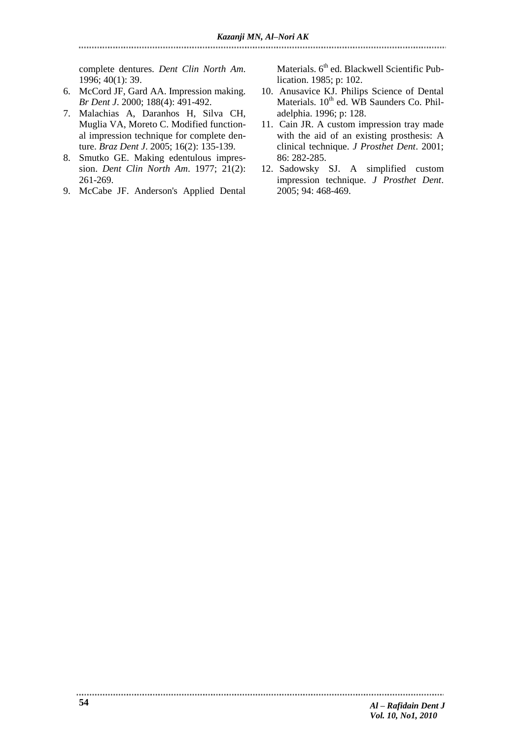complete dentures. *Dent Clin North Am*. 1996; 40(1): 39.

6. McCord JF, Gard AA. Impression making. *Br Dent J*. 2000; 188(4): 491-492.
7. Malachias A, Daranhos H, Silva CH, Muglia VA, Moreto C. Modified functional impression technique for complete denture. *Braz Dent J*. 2005; 16(2): 135-139.
8. Smutko GE. Making edentulous impression. *Dent Clin North Am*. 1977; 21(2): 261-269.
9. McCabe JF. Anderson's Applied Dental Materials. 6th ed. Blackwell Scientific Publication. 1985; p: 102.
10. Anusavice KJ. Philips Science of Dental Materials. 10th ed. WB Saunders Co. Philadelphia. 1996; p: 128.
11. Cain JR. A custom impression tray made with the aid of an existing prosthesis: A clinical technique. *J Prosthet Dent*. 2001; 86: 282-285.
12. Sadowsky SJ. A simplified custom impression technique. *J Prosthet Dent*. 2005; 94: 468-469.